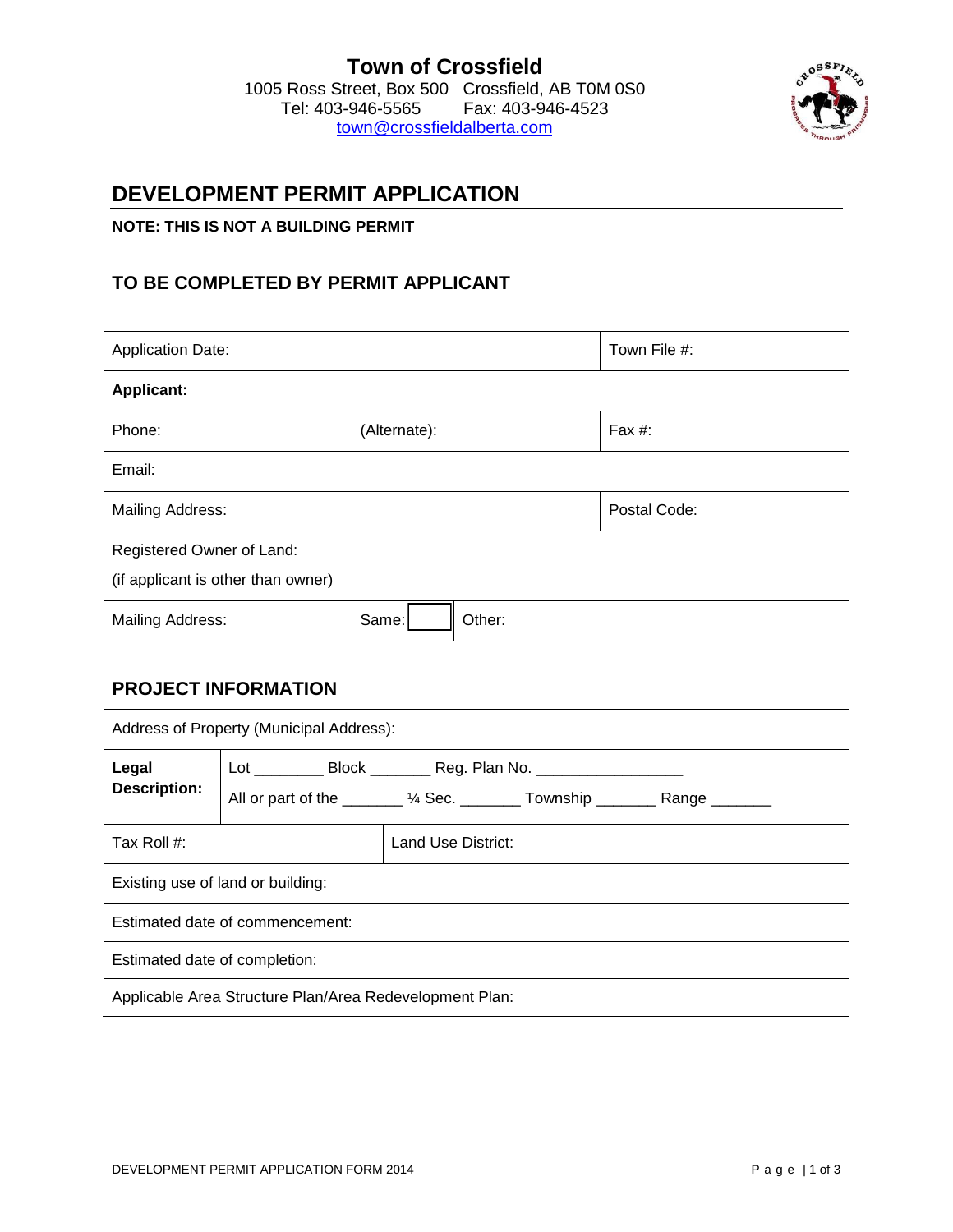**Town of Crossfield**
1005 Ross Street, Box 500 Crossfield, AB T0M 0S0
Tel: 403-946-5565 Fax: 403-946-4523
town@crossfieldalberta.com

## DEVELOPMENT PERMIT APPLICATION

**NOTE: THIS IS NOT A BUILDING PERMIT**

### TO BE COMPLETED BY PERMIT APPLICANT

| Application Date: | | | Town File #: |
|---|---|---|---|
| **Applicant:** | | | |
| Phone: | (Alternate): | | Fax #: |
| Email: | | | |
| Mailing Address: | | | Postal Code: |
| Registered Owner of Land: (if applicant is other than owner) | | | |
| Mailing Address: | Same: ☐ | Other: | |

### PROJECT INFORMATION

| Address of Property (Municipal Address): | |
|---|---|
| **Legal Description:** | Lot ________ Block _______ Reg. Plan No. _________________ All or part of the _______ ¼ Sec. _______ Township _______ Range _______ |
| Tax Roll #: | Land Use District: |
| Existing use of land or building: | |
| Estimated date of commencement: | |
| Estimated date of completion: | |
| Applicable Area Structure Plan/Area Redevelopment Plan: | |

DEVELOPMENT PERMIT APPLICATION FORM 2014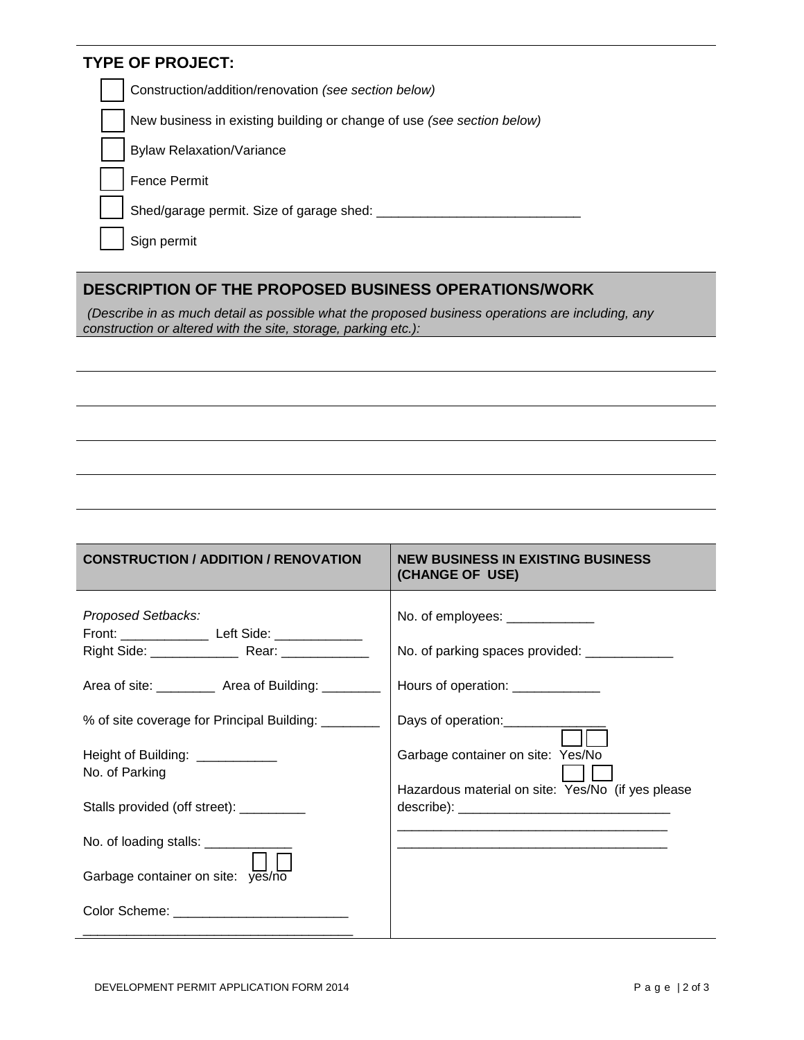## TYPE OF PROJECT:

- ☐ Construction/addition/renovation *(see section below)*
- ☐ New business in existing building or change of use *(see section below)*
- ☐ Bylaw Relaxation/Variance
- ☐ Fence Permit
- ☐ Shed/garage permit. Size of garage shed: ____________________________
- ☐ Sign permit

## DESCRIPTION OF THE PROPOSED BUSINESS OPERATIONS/WORK

*(Describe in as much detail as possible what the proposed business operations are including, any construction or altered with the site, storage, parking etc.):*

______________________________________________________________________

______________________________________________________________________

______________________________________________________________________

______________________________________________________________________

______________________________________________________________________

| CONSTRUCTION / ADDITION / RENOVATION | NEW BUSINESS IN EXISTING BUSINESS (CHANGE OF USE) |
|---|---|
| *Proposed Setbacks:*<br>Front: ____________ Left Side: ____________<br>Right Side: ____________ Rear: ____________ | No. of employees: ____________<br><br>No. of parking spaces provided: ____________ |
| Area of site: ________ Area of Building: ________ | Hours of operation: ____________ |
| % of site coverage for Principal Building: ________ | Days of operation: ______________ |
| Height of Building: ___________<br>No. of Parking | Garbage container on site: ☐ Yes/ ☐ No |
| Stalls provided (off street): _________ | Hazardous material on site: ☐ Yes/ ☐ No (if yes please describe): ______________________________<br>_____________________________________<br>_____________________________________ |
| No. of loading stalls: ____________ | |
| Garbage container on site: ☐ yes/ ☐ no | |
| Color Scheme: ________________________<br>_____________________________________ | |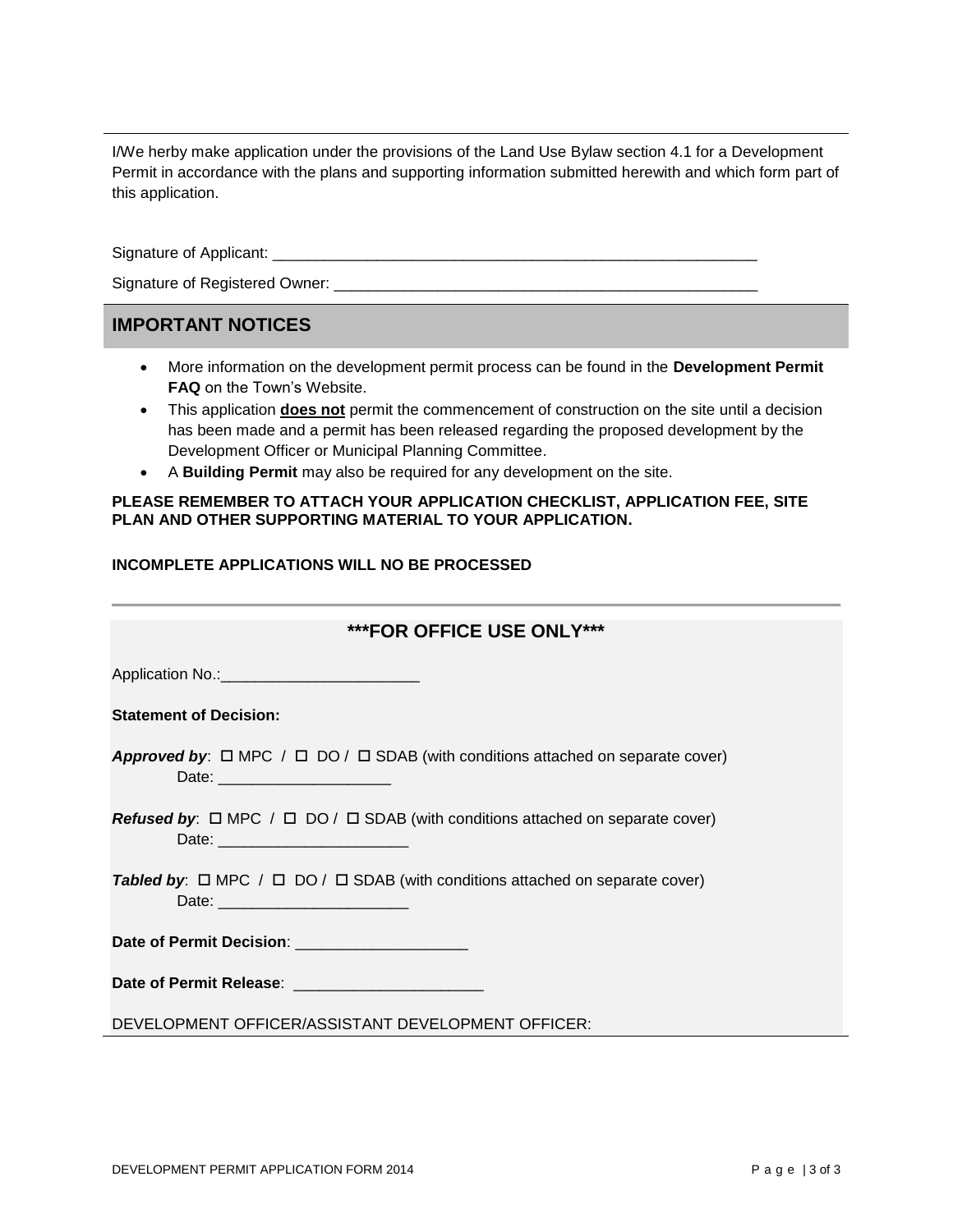I/We herby make application under the provisions of the Land Use Bylaw section 4.1 for a Development Permit in accordance with the plans and supporting information submitted herewith and which form part of this application.

Signature of Applicant: ___________________________________________________________

Signature of Registered Owner: ____________________________________________________

## IMPORTANT NOTICES

- More information on the development permit process can be found in the **Development Permit FAQ** on the Town's Website.
- This application **does not** permit the commencement of construction on the site until a decision has been made and a permit has been released regarding the proposed development by the Development Officer or Municipal Planning Committee.
- A **Building Permit** may also be required for any development on the site.

**PLEASE REMEMBER TO ATTACH YOUR APPLICATION CHECKLIST, APPLICATION FEE, SITE PLAN AND OTHER SUPPORTING MATERIAL TO YOUR APPLICATION.**

**INCOMPLETE APPLICATIONS WILL NO BE PROCESSED**

---

### \*\*\*FOR OFFICE USE ONLY\*\*\*

Application No.:_______________________

**Statement of Decision:**

***Approved by***: ☐ MPC / ☐ DO / ☐ SDAB (with conditions attached on separate cover)
Date: ____________________

***Refused by***: ☐ MPC / ☐ DO / ☐ SDAB (with conditions attached on separate cover)
Date: ______________________

***Tabled by***: ☐ MPC / ☐ DO / ☐ SDAB (with conditions attached on separate cover)
Date: ______________________

**Date of Permit Decision**: ____________________

**Date of Permit Release**: ______________________

DEVELOPMENT OFFICER/ASSISTANT DEVELOPMENT OFFICER: